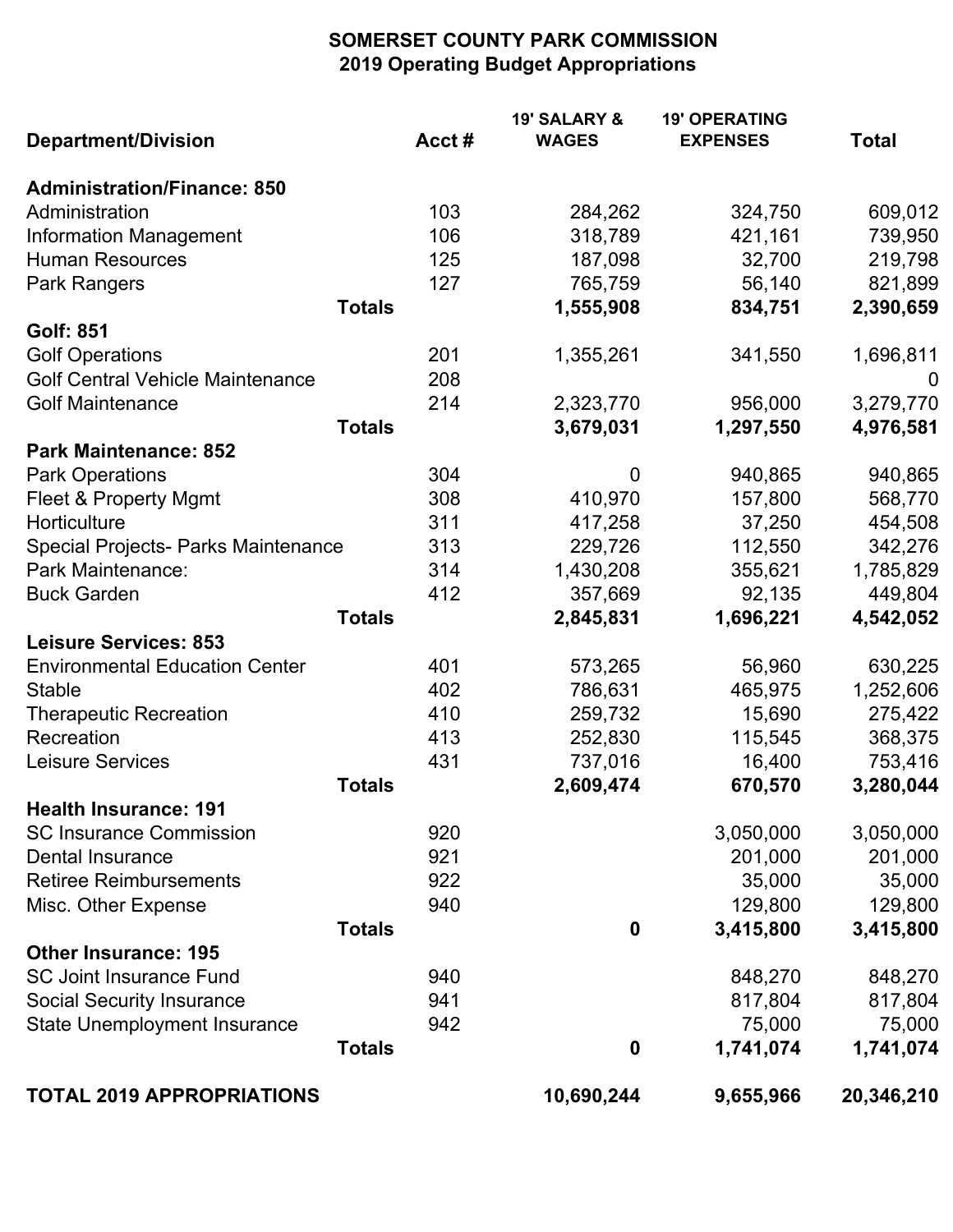# SOMERSET COUNTY PARK COMMISSION
## 2019 Operating Budget Appropriations

| Department/Division | Acct # | 19' SALARY & WAGES | 19' OPERATING EXPENSES | Total |
|---|---|---|---|---|
| **Administration/Finance: 850** | | | | |
| Administration | 103 | 284,262 | 324,750 | 609,012 |
| Information Management | 106 | 318,789 | 421,161 | 739,950 |
| Human Resources | 125 | 187,098 | 32,700 | 219,798 |
| Park Rangers | 127 | 765,759 | 56,140 | 821,899 |
| **Totals** | | **1,555,908** | **834,751** | **2,390,659** |
| **Golf: 851** | | | | |
| Golf Operations | 201 | 1,355,261 | 341,550 | 1,696,811 |
| Golf Central Vehicle Maintenance | 208 | | | 0 |
| Golf Maintenance | 214 | 2,323,770 | 956,000 | 3,279,770 |
| **Totals** | | **3,679,031** | **1,297,550** | **4,976,581** |
| **Park Maintenance: 852** | | | | |
| Park Operations | 304 | 0 | 940,865 | 940,865 |
| Fleet & Property Mgmt | 308 | 410,970 | 157,800 | 568,770 |
| Horticulture | 311 | 417,258 | 37,250 | 454,508 |
| Special Projects- Parks Maintenance | 313 | 229,726 | 112,550 | 342,276 |
| Park Maintenance: | 314 | 1,430,208 | 355,621 | 1,785,829 |
| Buck Garden | 412 | 357,669 | 92,135 | 449,804 |
| **Totals** | | **2,845,831** | **1,696,221** | **4,542,052** |
| **Leisure Services: 853** | | | | |
| Environmental Education Center | 401 | 573,265 | 56,960 | 630,225 |
| Stable | 402 | 786,631 | 465,975 | 1,252,606 |
| Therapeutic Recreation | 410 | 259,732 | 15,690 | 275,422 |
| Recreation | 413 | 252,830 | 115,545 | 368,375 |
| Leisure Services | 431 | 737,016 | 16,400 | 753,416 |
| **Totals** | | **2,609,474** | **670,570** | **3,280,044** |
| **Health Insurance: 191** | | | | |
| SC Insurance Commission | 920 | | 3,050,000 | 3,050,000 |
| Dental Insurance | 921 | | 201,000 | 201,000 |
| Retiree Reimbursements | 922 | | 35,000 | 35,000 |
| Misc. Other Expense | 940 | | 129,800 | 129,800 |
| **Totals** | | **0** | **3,415,800** | **3,415,800** |
| **Other Insurance: 195** | | | | |
| SC Joint Insurance Fund | 940 | | 848,270 | 848,270 |
| Social Security Insurance | 941 | | 817,804 | 817,804 |
| State Unemployment Insurance | 942 | | 75,000 | 75,000 |
| **Totals** | | **0** | **1,741,074** | **1,741,074** |
| **TOTAL 2019 APPROPRIATIONS** | | **10,690,244** | **9,655,966** | **20,346,210** |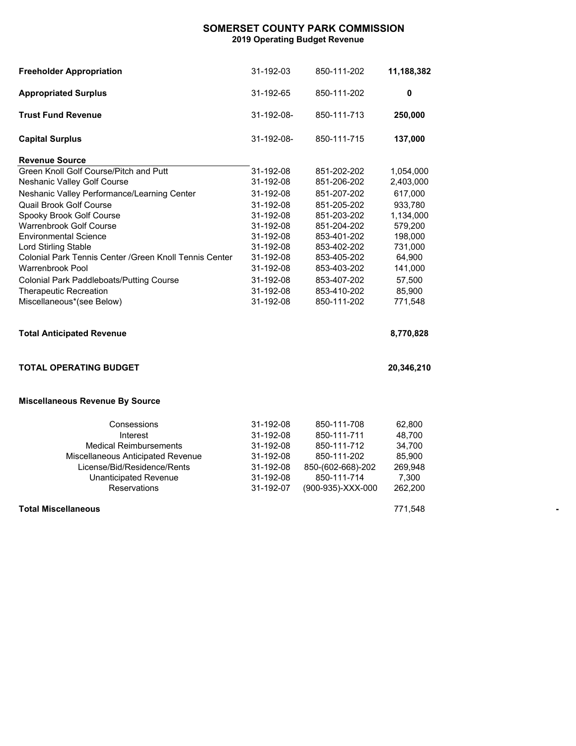# SOMERSET COUNTY PARK COMMISSION

## 2019 Operating Budget Revenue

| | | | |
|---|---|---|---|
| **Freeholder Appropriation** | 31-192-03 | 850-111-202 | **11,188,382** |
| **Appropriated Surplus** | 31-192-65 | 850-111-202 | **0** |
| **Trust Fund Revenue** | 31-192-08- | 850-111-713 | **250,000** |
| **Capital Surplus** | 31-192-08- | 850-111-715 | **137,000** |
| **Revenue Source** | | | |
| Green Knoll Golf Course/Pitch and Putt | 31-192-08 | 851-202-202 | 1,054,000 |
| Neshanic Valley Golf Course | 31-192-08 | 851-206-202 | 2,403,000 |
| Neshanic Valley Performance/Learning Center | 31-192-08 | 851-207-202 | 617,000 |
| Quail Brook Golf Course | 31-192-08 | 851-205-202 | 933,780 |
| Spooky Brook Golf Course | 31-192-08 | 851-203-202 | 1,134,000 |
| Warrenbrook Golf Course | 31-192-08 | 851-204-202 | 579,200 |
| Environmental Science | 31-192-08 | 853-401-202 | 198,000 |
| Lord Stirling Stable | 31-192-08 | 853-402-202 | 731,000 |
| Colonial Park Tennis Center /Green Knoll Tennis Center | 31-192-08 | 853-405-202 | 64,900 |
| Warrenbrook Pool | 31-192-08 | 853-403-202 | 141,000 |
| Colonial Park Paddleboats/Putting Course | 31-192-08 | 853-407-202 | 57,500 |
| Therapeutic Recreation | 31-192-08 | 853-410-202 | 85,900 |
| Miscellaneous*(see Below) | 31-192-08 | 850-111-202 | 771,548 |
| **Total Anticipated Revenue** | | | **8,770,828** |
| **TOTAL OPERATING BUDGET** | | | **20,346,210** |

**Miscellaneous Revenue By Source**

| | | | |
|---|---|---|---|
| Consessions | 31-192-08 | 850-111-708 | 62,800 |
| Interest | 31-192-08 | 850-111-711 | 48,700 |
| Medical Reimbursements | 31-192-08 | 850-111-712 | 34,700 |
| Miscellaneous Anticipated Revenue | 31-192-08 | 850-111-202 | 85,900 |
| License/Bid/Residence/Rents | 31-192-08 | 850-(602-668)-202 | 269,948 |
| Unanticipated Revenue | 31-192-08 | 850-111-714 | 7,300 |
| Reservations | 31-192-07 | (900-935)-XXX-000 | 262,200 |
| **Total Miscellaneous** | | | 771,548 |

-